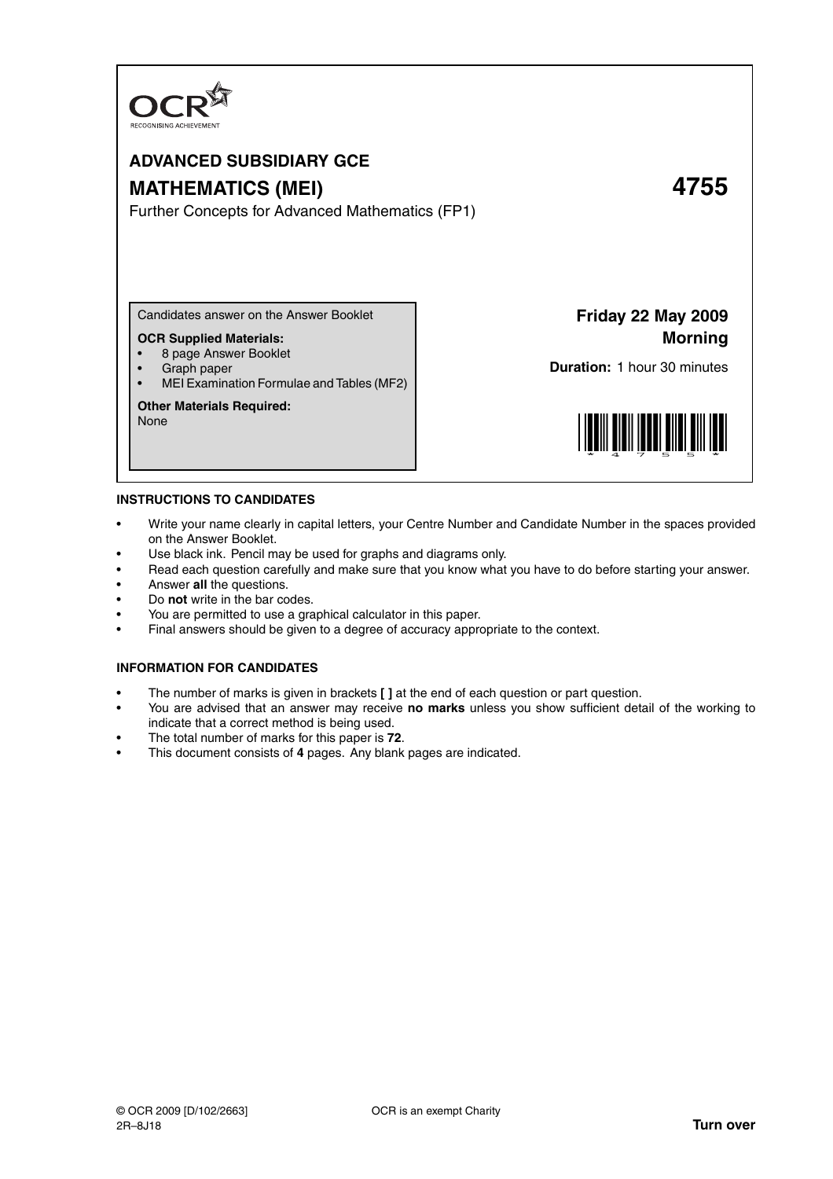OCR
RECOGNISING ACHIEVEMENT

# ADVANCED SUBSIDIARY GCE

## MATHEMATICS (MEI) 4755

Further Concepts for Advanced Mathematics (FP1)

Candidates answer on the Answer Booklet

**OCR Supplied Materials:**

- 8 page Answer Booklet
- Graph paper
- MEI Examination Formulae and Tables (MF2)

**Other Materials Required:**
None

**Friday 22 May 2009**
**Morning**

**Duration:** 1 hour 30 minutes

### INSTRUCTIONS TO CANDIDATES

- Write your name clearly in capital letters, your Centre Number and Candidate Number in the spaces provided on the Answer Booklet.
- Use black ink. Pencil may be used for graphs and diagrams only.
- Read each question carefully and make sure that you know what you have to do before starting your answer.
- Answer **all** the questions.
- Do **not** write in the bar codes.
- You are permitted to use a graphical calculator in this paper.
- Final answers should be given to a degree of accuracy appropriate to the context.

### INFORMATION FOR CANDIDATES

- The number of marks is given in brackets **[ ]** at the end of each question or part question.
- You are advised that an answer may receive **no marks** unless you show sufficient detail of the working to indicate that a correct method is being used.
- The total number of marks for this paper is **72**.
- This document consists of **4** pages. Any blank pages are indicated.

© OCR 2009 [D/102/2663] 2R–8J18

OCR is an exempt Charity

**Turn over**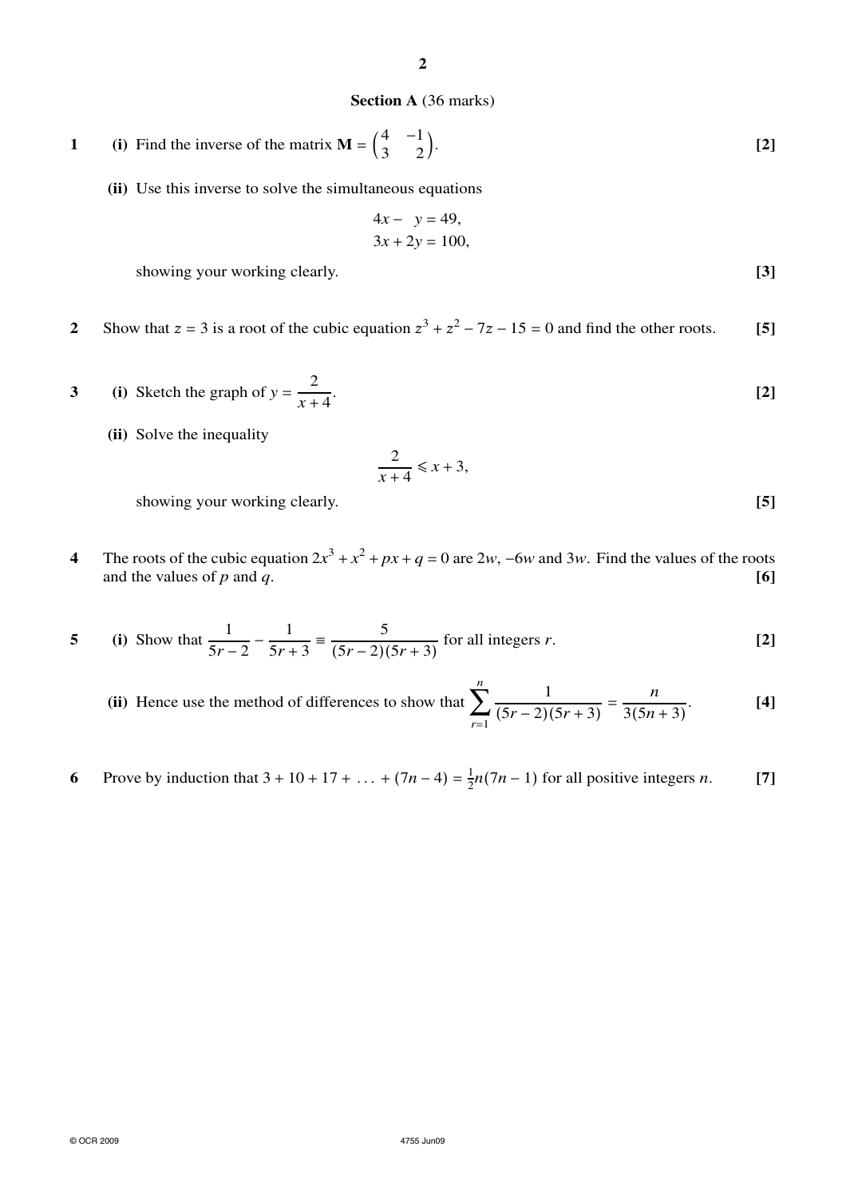## Section A (36 marks)

**1** **(i)** Find the inverse of the matrix $\mathbf{M} = \begin{pmatrix} 4 & -1 \\ 3 & 2 \end{pmatrix}$. **[2]**

**(ii)** Use this inverse to solve the simultaneous equations

$$4x - y = 49,$$
$$3x + 2y = 100,$$

showing your working clearly. **[3]**

**2** Show that $z = 3$ is a root of the cubic equation $z^3 + z^2 - 7z - 15 = 0$ and find the other roots. **[5]**

**3** **(i)** Sketch the graph of $y = \dfrac{2}{x+4}$. **[2]**

**(ii)** Solve the inequality

$$\frac{2}{x+4} \leqslant x + 3,$$

showing your working clearly. **[5]**

**4** The roots of the cubic equation $2x^3 + x^2 + px + q = 0$ are $2w$, $-6w$ and $3w$. Find the values of the roots and the values of $p$ and $q$. **[6]**

**5** **(i)** Show that $\dfrac{1}{5r-2} - \dfrac{1}{5r+3} \equiv \dfrac{5}{(5r-2)(5r+3)}$ for all integers $r$. **[2]**

**(ii)** Hence use the method of differences to show that $\displaystyle\sum_{r=1}^{n} \frac{1}{(5r-2)(5r+3)} = \frac{n}{3(5n+3)}$. **[4]**

**6** Prove by induction that $3 + 10 + 17 + \ldots + (7n - 4) = \frac{1}{2}n(7n - 1)$ for all positive integers $n$. **[7]**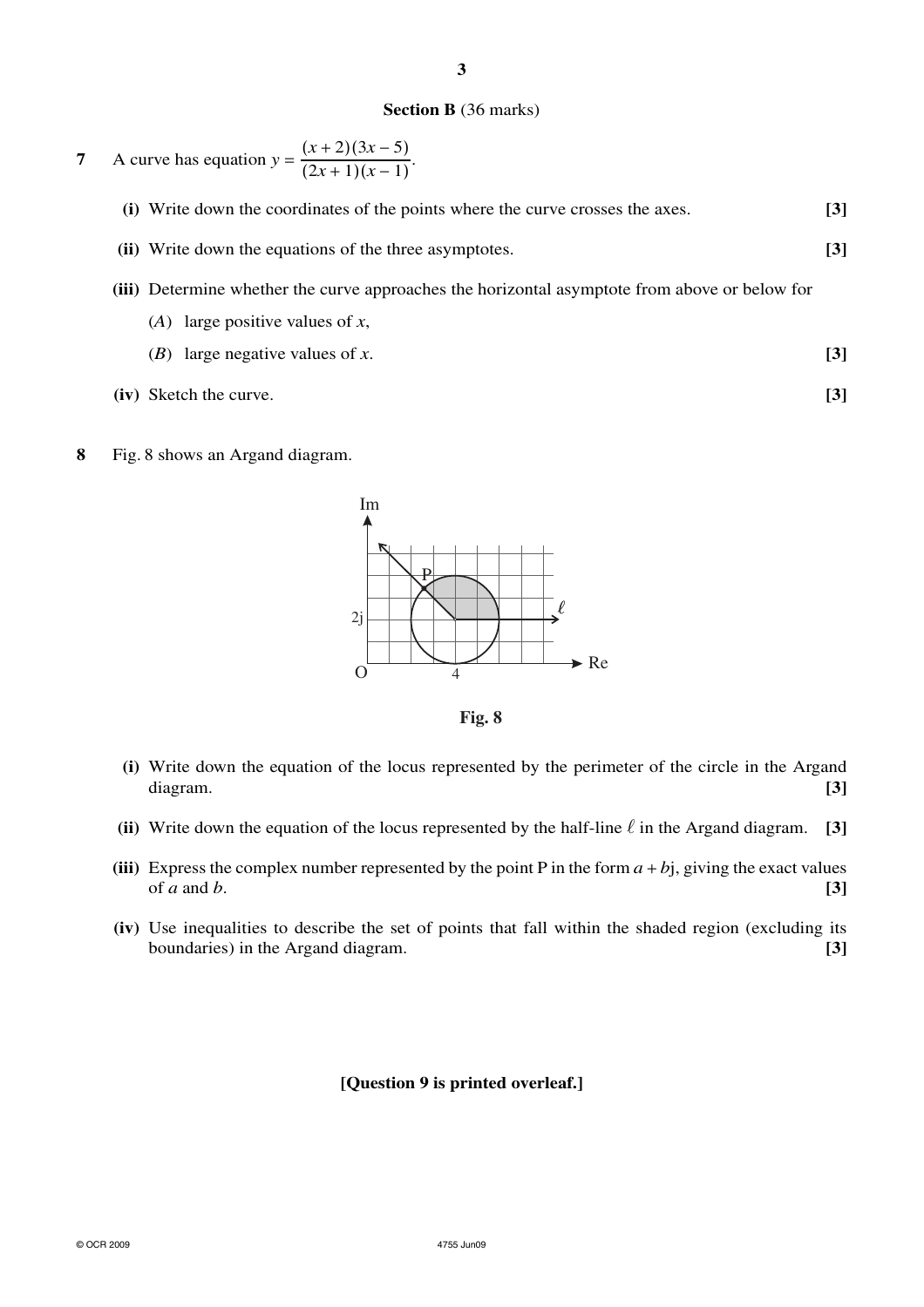## Section B (36 marks)

**7** A curve has equation $y = \dfrac{(x+2)(3x-5)}{(2x+1)(x-1)}$.

**(i)** Write down the coordinates of the points where the curve crosses the axes. **[3]**

**(ii)** Write down the equations of the three asymptotes. **[3]**

**(iii)** Determine whether the curve approaches the horizontal asymptote from above or below for

($A$) large positive values of $x$,

($B$) large negative values of $x$. **[3]**

**(iv)** Sketch the curve. **[3]**

**8** Fig. 8 shows an Argand diagram.

**Fig. 8**

**(i)** Write down the equation of the locus represented by the perimeter of the circle in the Argand diagram. **[3]**

**(ii)** Write down the equation of the locus represented by the half-line $\ell$ in the Argand diagram. **[3]**

**(iii)** Express the complex number represented by the point P in the form $a + b\text{j}$, giving the exact values of $a$ and $b$. **[3]**

**(iv)** Use inequalities to describe the set of points that fall within the shaded region (excluding its boundaries) in the Argand diagram. **[3]**

**[Question 9 is printed overleaf.]**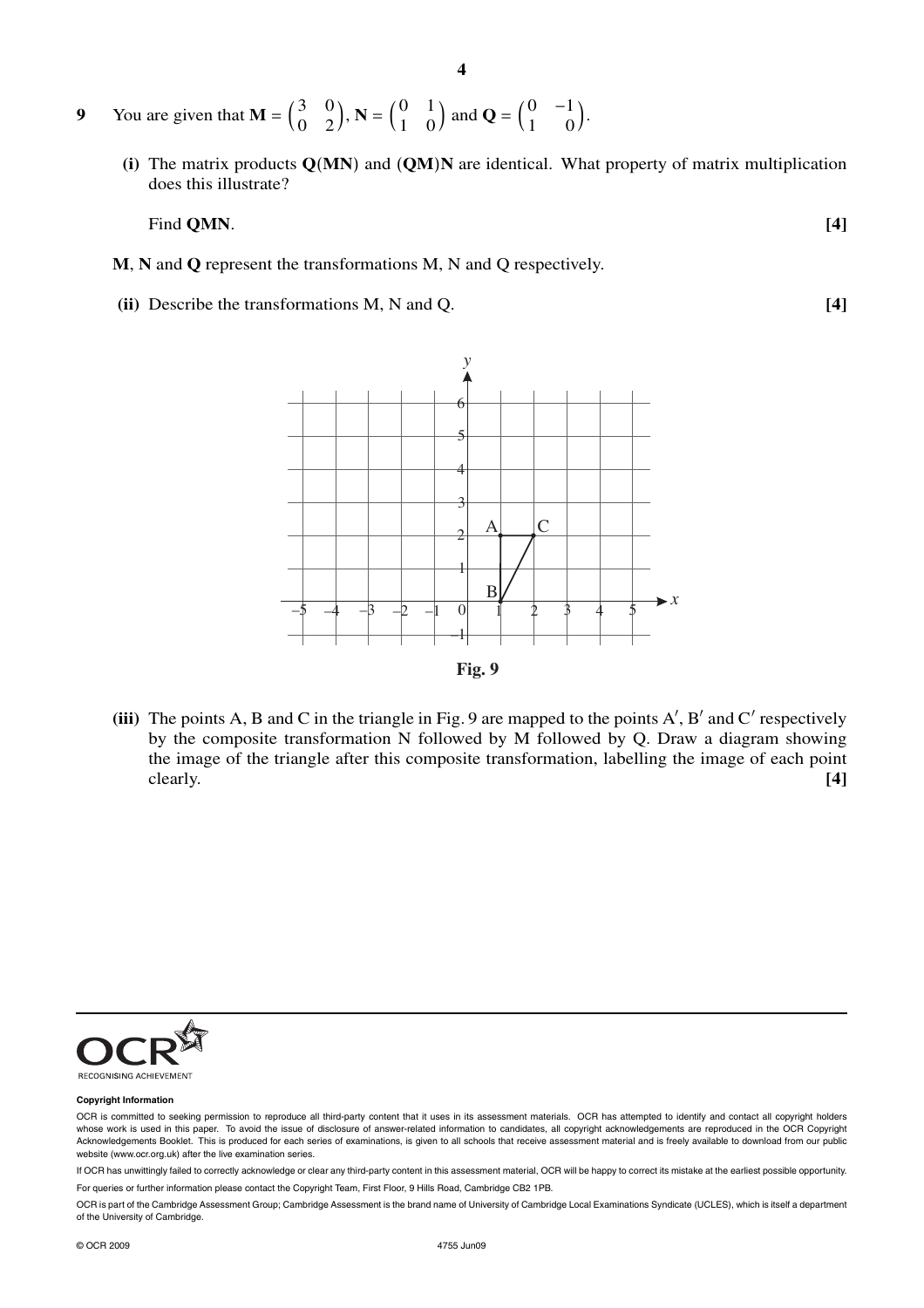**9** You are given that $\mathbf{M} = \begin{pmatrix} 3 & 0 \\ 0 & 2 \end{pmatrix}$, $\mathbf{N} = \begin{pmatrix} 0 & 1 \\ 1 & 0 \end{pmatrix}$ and $\mathbf{Q} = \begin{pmatrix} 0 & -1 \\ 1 & 0 \end{pmatrix}$.

**(i)** The matrix products $\mathbf{Q}(\mathbf{MN})$ and $(\mathbf{QM})\mathbf{N}$ are identical. What property of matrix multiplication does this illustrate?

Find $\mathbf{QMN}$. **[4]**

$\mathbf{M}$, $\mathbf{N}$ and $\mathbf{Q}$ represent the transformations M, N and Q respectively.

**(ii)** Describe the transformations M, N and Q. **[4]**

y

x

6
5
4
3
2
1
0
−1

−5 −4 −3 −2 −1 0 1 2 3 4 5

A
B
C

**Fig. 9**

**(iii)** The points A, B and C in the triangle in Fig. 9 are mapped to the points A′, B′ and C′ respectively by the composite transformation N followed by M followed by Q. Draw a diagram showing the image of the triangle after this composite transformation, labelling the image of each point clearly. **[4]**

**Copyright Information**

OCR is committed to seeking permission to reproduce all third-party content that it uses in its assessment materials. OCR has attempted to identify and contact all copyright holders whose work is used in this paper. To avoid the issue of disclosure of answer-related information to candidates, all copyright acknowledgements are reproduced in the OCR Copyright Acknowledgements Booklet. This is produced for each series of examinations, is given to all schools that receive assessment material and is freely available to download from our public website (www.ocr.org.uk) after the live examination series.

If OCR has unwittingly failed to correctly acknowledge or clear any third-party content in this assessment material, OCR will be happy to correct its mistake at the earliest possible opportunity.

For queries or further information please contact the Copyright Team, First Floor, 9 Hills Road, Cambridge CB2 1PB.

OCR is part of the Cambridge Assessment Group; Cambridge Assessment is the brand name of University of Cambridge Local Examinations Syndicate (UCLES), which is itself a department of the University of Cambridge.